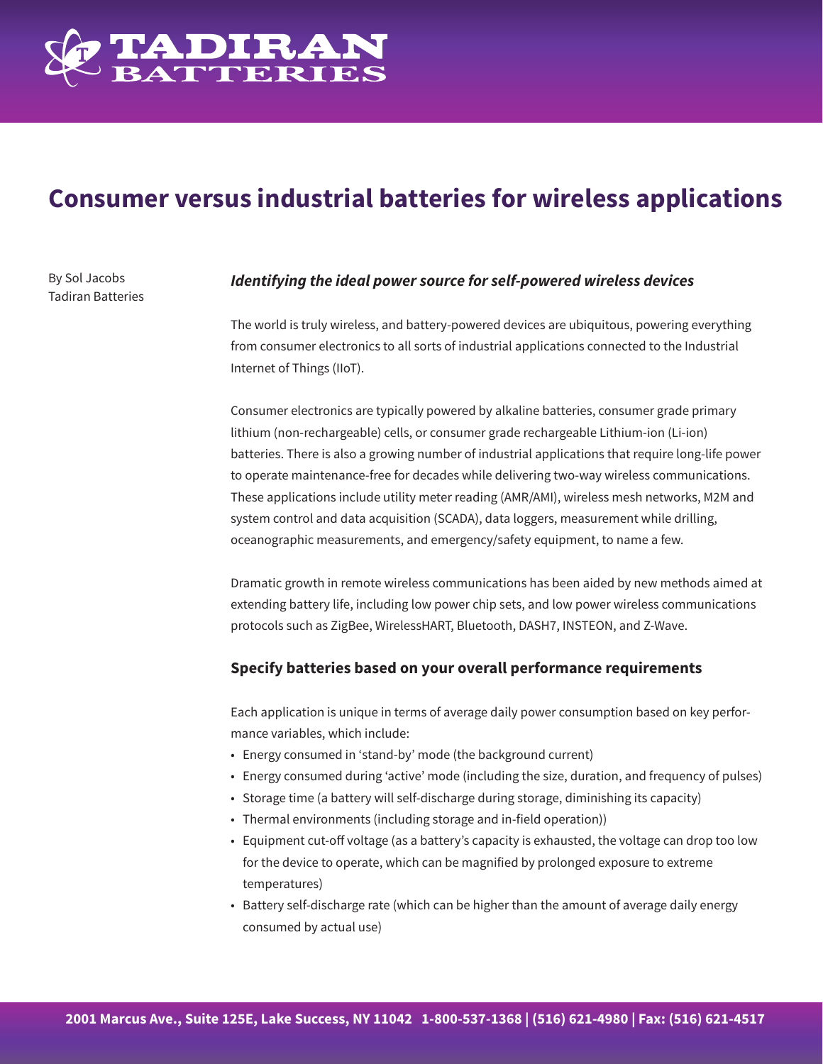# Consumer versus industrial batteries for wireless applications

By Sol Jacobs
Tadiran Batteries

### *Identifying the ideal power source for self-powered wireless devices*

The world is truly wireless, and battery-powered devices are ubiquitous, powering everything from consumer electronics to all sorts of industrial applications connected to the Industrial Internet of Things (IIoT).

Consumer electronics are typically powered by alkaline batteries, consumer grade primary lithium (non-rechargeable) cells, or consumer grade rechargeable Lithium-ion (Li-ion) batteries. There is also a growing number of industrial applications that require long-life power to operate maintenance-free for decades while delivering two-way wireless communications. These applications include utility meter reading (AMR/AMI), wireless mesh networks, M2M and system control and data acquisition (SCADA), data loggers, measurement while drilling, oceanographic measurements, and emergency/safety equipment, to name a few.

Dramatic growth in remote wireless communications has been aided by new methods aimed at extending battery life, including low power chip sets, and low power wireless communications protocols such as ZigBee, WirelessHART, Bluetooth, DASH7, INSTEON, and Z-Wave.

### Specify batteries based on your overall performance requirements

Each application is unique in terms of average daily power consumption based on key performance variables, which include:

- Energy consumed in 'stand-by' mode (the background current)
- Energy consumed during 'active' mode (including the size, duration, and frequency of pulses)
- Storage time (a battery will self-discharge during storage, diminishing its capacity)
- Thermal environments (including storage and in-field operation))
- Equipment cut-off voltage (as a battery's capacity is exhausted, the voltage can drop too low for the device to operate, which can be magnified by prolonged exposure to extreme temperatures)
- Battery self-discharge rate (which can be higher than the amount of average daily energy consumed by actual use)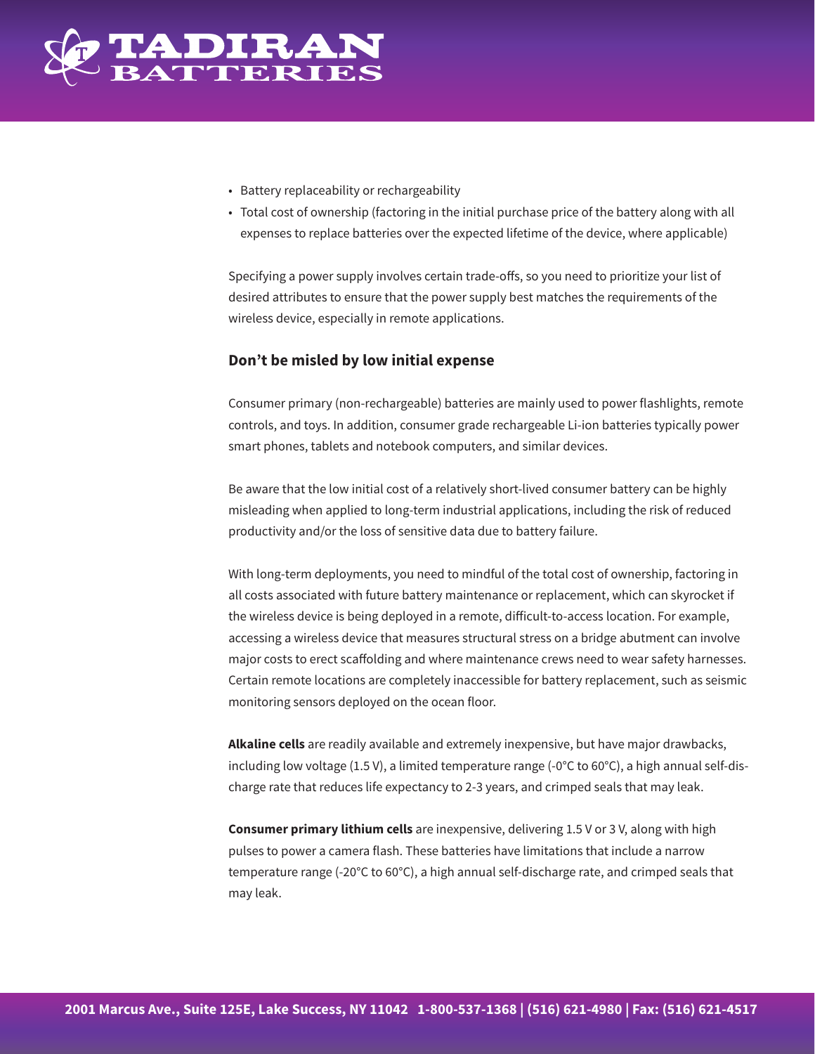- Battery replaceability or rechargeability
- Total cost of ownership (factoring in the initial purchase price of the battery along with all expenses to replace batteries over the expected lifetime of the device, where applicable)

Specifying a power supply involves certain trade-offs, so you need to prioritize your list of desired attributes to ensure that the power supply best matches the requirements of the wireless device, especially in remote applications.

## Don't be misled by low initial expense

Consumer primary (non-rechargeable) batteries are mainly used to power flashlights, remote controls, and toys. In addition, consumer grade rechargeable Li-ion batteries typically power smart phones, tablets and notebook computers, and similar devices.

Be aware that the low initial cost of a relatively short-lived consumer battery can be highly misleading when applied to long-term industrial applications, including the risk of reduced productivity and/or the loss of sensitive data due to battery failure.

With long-term deployments, you need to mindful of the total cost of ownership, factoring in all costs associated with future battery maintenance or replacement, which can skyrocket if the wireless device is being deployed in a remote, difficult-to-access location. For example, accessing a wireless device that measures structural stress on a bridge abutment can involve major costs to erect scaffolding and where maintenance crews need to wear safety harnesses. Certain remote locations are completely inaccessible for battery replacement, such as seismic monitoring sensors deployed on the ocean floor.

**Alkaline cells** are readily available and extremely inexpensive, but have major drawbacks, including low voltage (1.5 V), a limited temperature range (-0°C to 60°C), a high annual self-discharge rate that reduces life expectancy to 2-3 years, and crimped seals that may leak.

**Consumer primary lithium cells** are inexpensive, delivering 1.5 V or 3 V, along with high pulses to power a camera flash. These batteries have limitations that include a narrow temperature range (-20°C to 60°C), a high annual self-discharge rate, and crimped seals that may leak.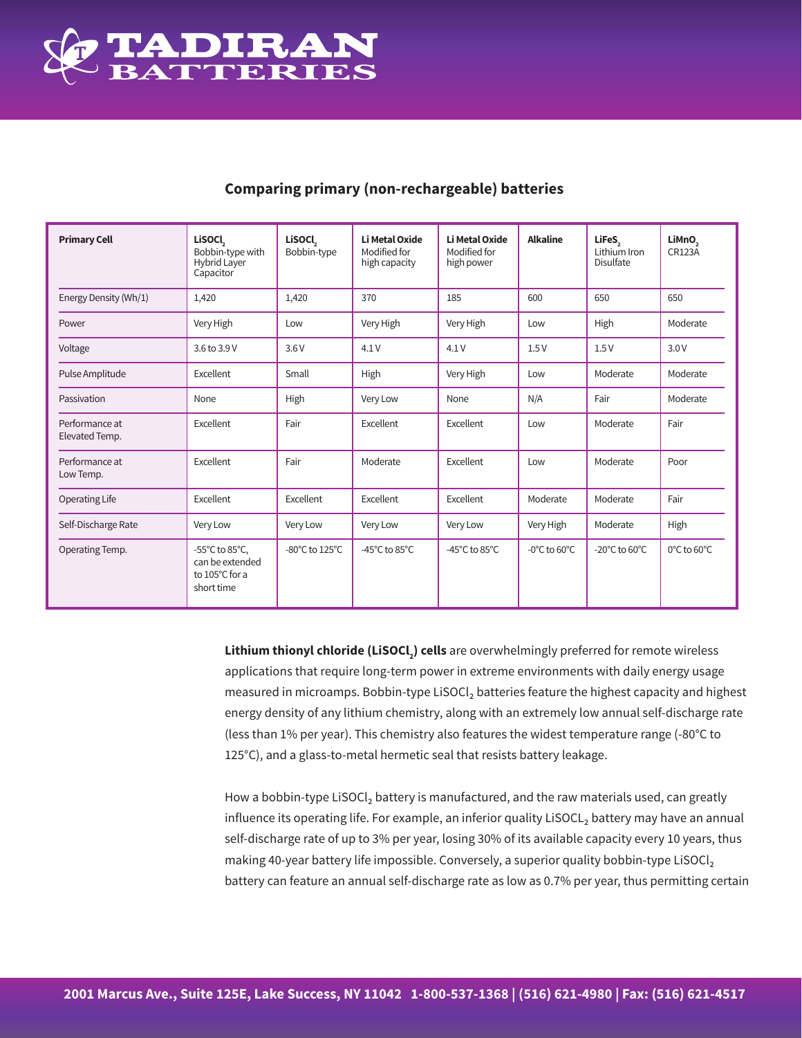## Comparing primary (non-rechargeable) batteries

| Primary Cell | $LiSOCl_2$ Bobbin-type with Hybrid Layer Capacitor | $LiSOCl_2$ Bobbin-type | Li Metal Oxide Modified for high capacity | Li Metal Oxide Modified for high power | Alkaline | $LiFeS_2$ Lithium Iron Disulfate | $LiMnO_2$ CR123A |
|---|---|---|---|---|---|---|---|
| Energy Density (Wh/1) | 1,420 | 1,420 | 370 | 185 | 600 | 650 | 650 |
| Power | Very High | Low | Very High | Very High | Low | High | Moderate |
| Voltage | 3.6 to 3.9 V | 3.6 V | 4.1 V | 4.1 V | 1.5 V | 1.5 V | 3.0 V |
| Pulse Amplitude | Excellent | Small | High | Very High | Low | Moderate | Moderate |
| Passivation | None | High | Very Low | None | N/A | Fair | Moderate |
| Performance at Elevated Temp. | Excellent | Fair | Excellent | Excellent | Low | Moderate | Fair |
| Performance at Low Temp. | Excellent | Fair | Moderate | Excellent | Low | Moderate | Poor |
| Operating Life | Excellent | Excellent | Excellent | Excellent | Moderate | Moderate | Fair |
| Self-Discharge Rate | Very Low | Very Low | Very Low | Very Low | Very High | Moderate | High |
| Operating Temp. | -55°C to 85°C, can be extended to 105°C for a short time | -80°C to 125°C | -45°C to 85°C | -45°C to 85°C | -0°C to 60°C | -20°C to 60°C | 0°C to 60°C |

**Lithium thionyl chloride ($LiSOCl_2$) cells** are overwhelmingly preferred for remote wireless applications that require long-term power in extreme environments with daily energy usage measured in microamps. Bobbin-type $LiSOCl_2$ batteries feature the highest capacity and highest energy density of any lithium chemistry, along with an extremely low annual self-discharge rate (less than 1% per year). This chemistry also features the widest temperature range (-80°C to 125°C), and a glass-to-metal hermetic seal that resists battery leakage.

How a bobbin-type $LiSOCl_2$ battery is manufactured, and the raw materials used, can greatly influence its operating life. For example, an inferior quality $LiSOCL_2$ battery may have an annual self-discharge rate of up to 3% per year, losing 30% of its available capacity every 10 years, thus making 40-year battery life impossible. Conversely, a superior quality bobbin-type $LiSOCl_2$ battery can feature an annual self-discharge rate as low as 0.7% per year, thus permitting certain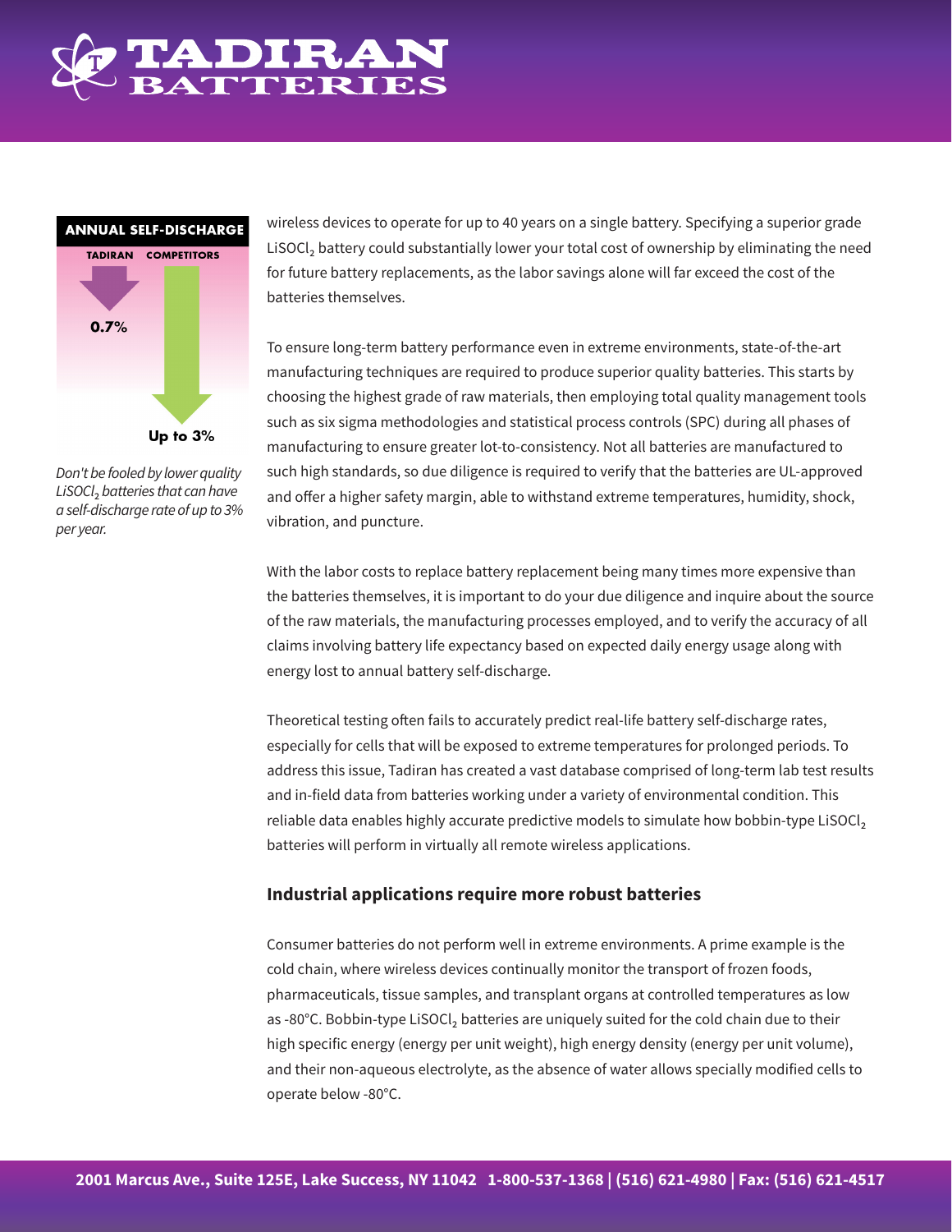**ANNUAL SELF-DISCHARGE**

**TADIRAN** 0.7% | **COMPETITORS** Up to 3%

*Don't be fooled by lower quality $LiSOCl_2$ batteries that can have a self-discharge rate of up to 3% per year.*

wireless devices to operate for up to 40 years on a single battery. Specifying a superior grade $LiSOCl_2$ battery could substantially lower your total cost of ownership by eliminating the need for future battery replacements, as the labor savings alone will far exceed the cost of the batteries themselves.

To ensure long-term battery performance even in extreme environments, state-of-the-art manufacturing techniques are required to produce superior quality batteries. This starts by choosing the highest grade of raw materials, then employing total quality management tools such as six sigma methodologies and statistical process controls (SPC) during all phases of manufacturing to ensure greater lot-to-consistency. Not all batteries are manufactured to such high standards, so due diligence is required to verify that the batteries are UL-approved and offer a higher safety margin, able to withstand extreme temperatures, humidity, shock, vibration, and puncture.

With the labor costs to replace battery replacement being many times more expensive than the batteries themselves, it is important to do your due diligence and inquire about the source of the raw materials, the manufacturing processes employed, and to verify the accuracy of all claims involving battery life expectancy based on expected daily energy usage along with energy lost to annual battery self-discharge.

Theoretical testing often fails to accurately predict real-life battery self-discharge rates, especially for cells that will be exposed to extreme temperatures for prolonged periods. To address this issue, Tadiran has created a vast database comprised of long-term lab test results and in-field data from batteries working under a variety of environmental condition. This reliable data enables highly accurate predictive models to simulate how bobbin-type $LiSOCl_2$ batteries will perform in virtually all remote wireless applications.

## Industrial applications require more robust batteries

Consumer batteries do not perform well in extreme environments. A prime example is the cold chain, where wireless devices continually monitor the transport of frozen foods, pharmaceuticals, tissue samples, and transplant organs at controlled temperatures as low as -80°C. Bobbin-type $LiSOCl_2$ batteries are uniquely suited for the cold chain due to their high specific energy (energy per unit weight), high energy density (energy per unit volume), and their non-aqueous electrolyte, as the absence of water allows specially modified cells to operate below -80°C.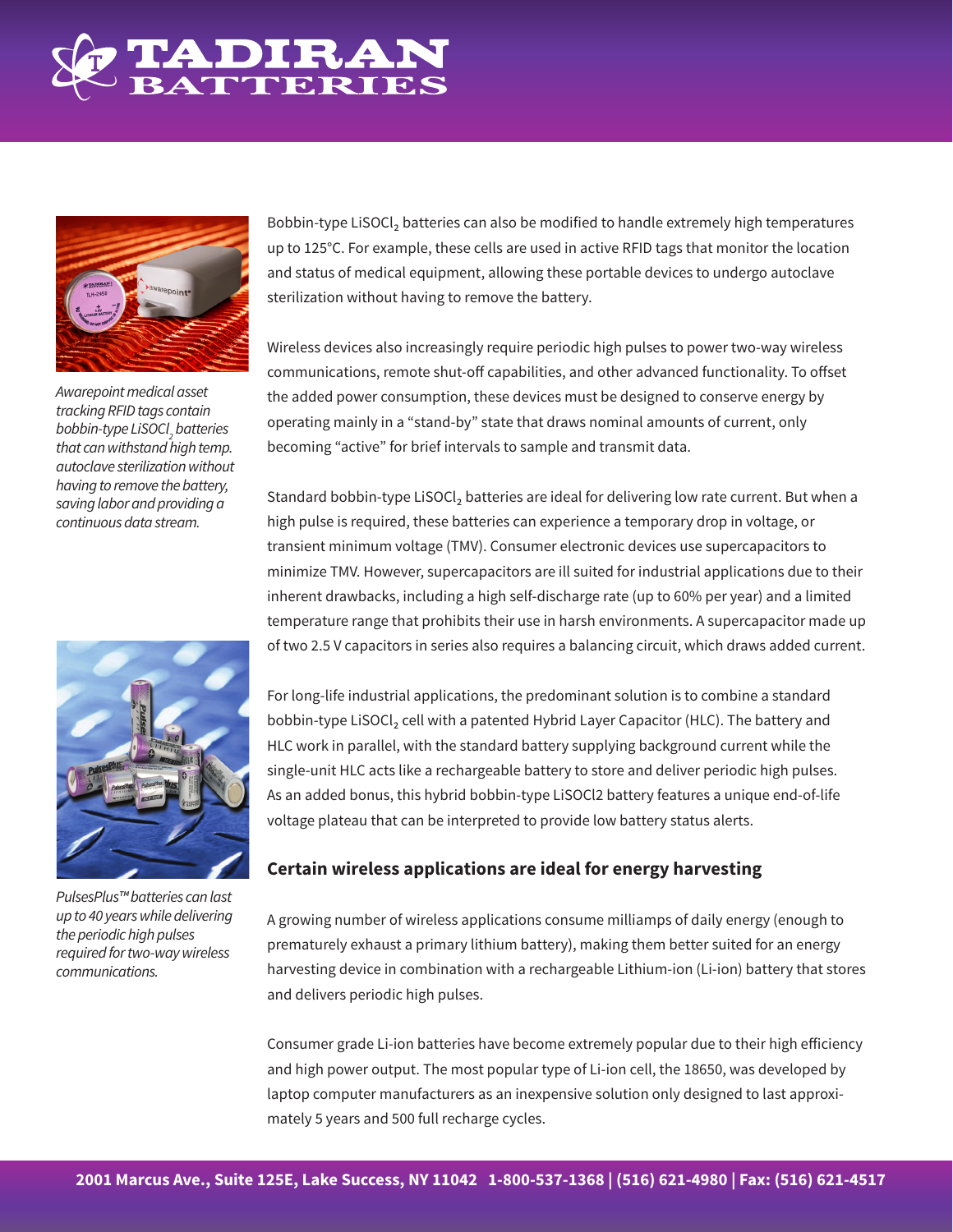*Awarepoint medical asset tracking RFID tags contain bobbin-type $LiSOCl_2$ batteries that can withstand high temp. autoclave sterilization without having to remove the battery, saving labor and providing a continuous data stream.*

*PulsesPlus™ batteries can last up to 40 years while delivering the periodic high pulses required for two-way wireless communications.*

Bobbin-type $LiSOCl_2$ batteries can also be modified to handle extremely high temperatures up to 125°C. For example, these cells are used in active RFID tags that monitor the location and status of medical equipment, allowing these portable devices to undergo autoclave sterilization without having to remove the battery.

Wireless devices also increasingly require periodic high pulses to power two-way wireless communications, remote shut-off capabilities, and other advanced functionality. To offset the added power consumption, these devices must be designed to conserve energy by operating mainly in a "stand-by" state that draws nominal amounts of current, only becoming "active" for brief intervals to sample and transmit data.

Standard bobbin-type $LiSOCl_2$ batteries are ideal for delivering low rate current. But when a high pulse is required, these batteries can experience a temporary drop in voltage, or transient minimum voltage (TMV). Consumer electronic devices use supercapacitors to minimize TMV. However, supercapacitors are ill suited for industrial applications due to their inherent drawbacks, including a high self-discharge rate (up to 60% per year) and a limited temperature range that prohibits their use in harsh environments. A supercapacitor made up of two 2.5 V capacitors in series also requires a balancing circuit, which draws added current.

For long-life industrial applications, the predominant solution is to combine a standard bobbin-type $LiSOCl_2$ cell with a patented Hybrid Layer Capacitor (HLC). The battery and HLC work in parallel, with the standard battery supplying background current while the single-unit HLC acts like a rechargeable battery to store and deliver periodic high pulses. As an added bonus, this hybrid bobbin-type LiSOCl2 battery features a unique end-of-life voltage plateau that can be interpreted to provide low battery status alerts.

## Certain wireless applications are ideal for energy harvesting

A growing number of wireless applications consume milliamps of daily energy (enough to prematurely exhaust a primary lithium battery), making them better suited for an energy harvesting device in combination with a rechargeable Lithium-ion (Li-ion) battery that stores and delivers periodic high pulses.

Consumer grade Li-ion batteries have become extremely popular due to their high efficiency and high power output. The most popular type of Li-ion cell, the 18650, was developed by laptop computer manufacturers as an inexpensive solution only designed to last approximately 5 years and 500 full recharge cycles.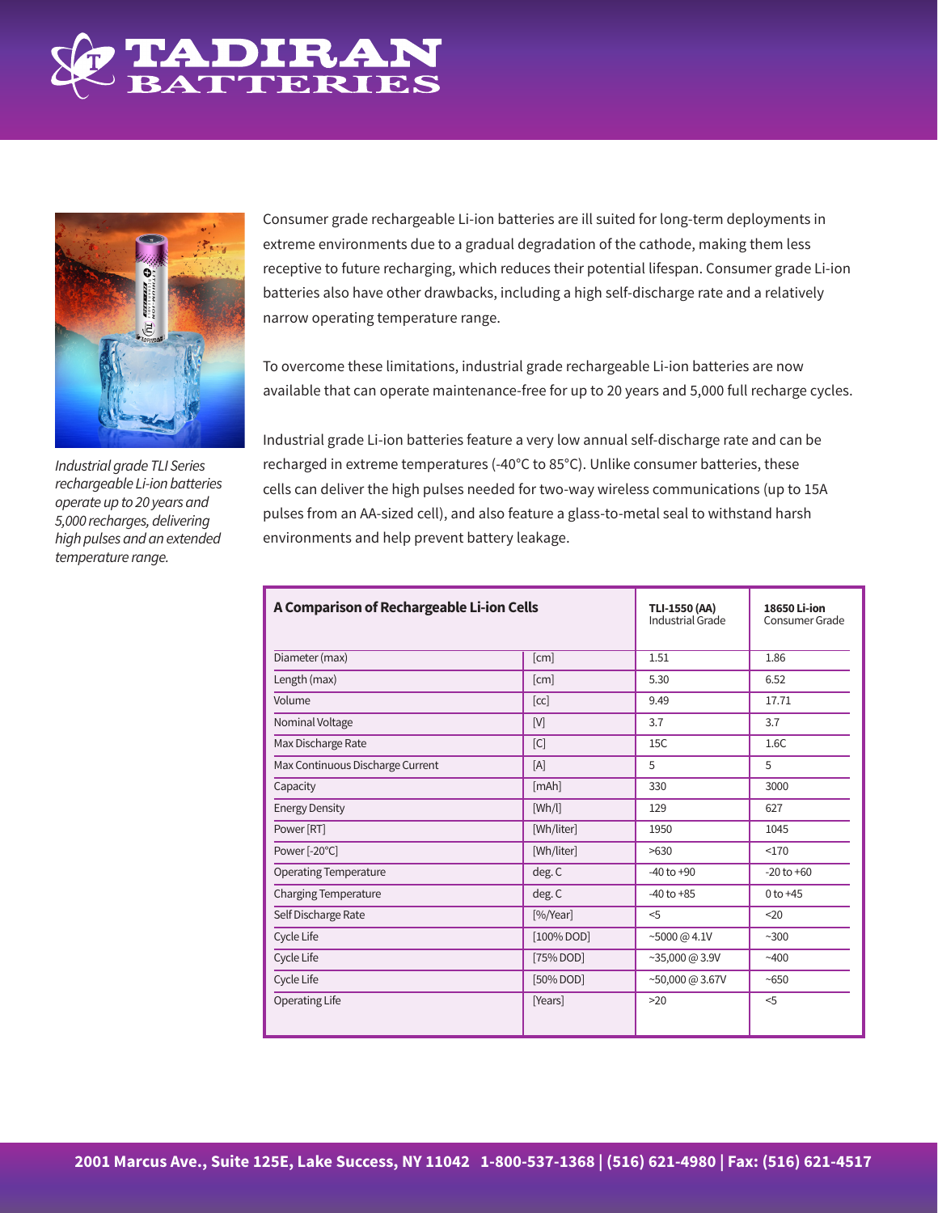*Industrial grade TLI Series rechargeable Li-ion batteries operate up to 20 years and 5,000 recharges, delivering high pulses and an extended temperature range.*

Consumer grade rechargeable Li-ion batteries are ill suited for long-term deployments in extreme environments due to a gradual degradation of the cathode, making them less receptive to future recharging, which reduces their potential lifespan. Consumer grade Li-ion batteries also have other drawbacks, including a high self-discharge rate and a relatively narrow operating temperature range.

To overcome these limitations, industrial grade rechargeable Li-ion batteries are now available that can operate maintenance-free for up to 20 years and 5,000 full recharge cycles.

Industrial grade Li-ion batteries feature a very low annual self-discharge rate and can be recharged in extreme temperatures (-40°C to 85°C). Unlike consumer batteries, these cells can deliver the high pulses needed for two-way wireless communications (up to 15A pulses from an AA-sized cell), and also feature a glass-to-metal seal to withstand harsh environments and help prevent battery leakage.

| **A Comparison of Rechargeable Li-ion Cells** | | **TLI-1550 (AA)** Industrial Grade | **18650 Li-ion** Consumer Grade |
|---|---|---|---|
| Diameter (max) | [cm] | 1.51 | 1.86 |
| Length (max) | [cm] | 5.30 | 6.52 |
| Volume | [cc] | 9.49 | 17.71 |
| Nominal Voltage | [V] | 3.7 | 3.7 |
| Max Discharge Rate | [C] | 15C | 1.6C |
| Max Continuous Discharge Current | [A] | 5 | 5 |
| Capacity | [mAh] | 330 | 3000 |
| Energy Density | [Wh/l] | 129 | 627 |
| Power [RT] | [Wh/liter] | 1950 | 1045 |
| Power [-20°C] | [Wh/liter] | >630 | <170 |
| Operating Temperature | deg. C | -40 to +90 | -20 to +60 |
| Charging Temperature | deg. C | -40 to +85 | 0 to +45 |
| Self Discharge Rate | [%/Year] | <5 | <20 |
| Cycle Life | [100% DOD] | ~5000 @ 4.1V | ~300 |
| Cycle Life | [75% DOD] | ~35,000 @ 3.9V | ~400 |
| Cycle Life | [50% DOD] | ~50,000 @ 3.67V | ~650 |
| Operating Life | [Years] | >20 | <5 |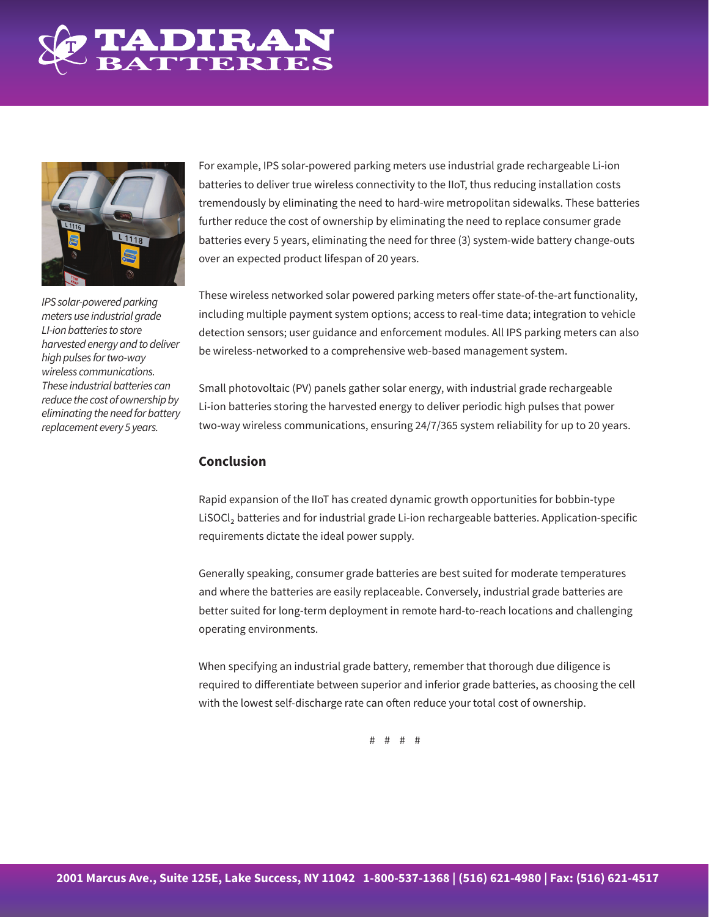*IPS solar-powered parking meters use industrial grade LI-ion batteries to store harvested energy and to deliver high pulses for two-way wireless communications. These industrial batteries can reduce the cost of ownership by eliminating the need for battery replacement every 5 years.*

For example, IPS solar-powered parking meters use industrial grade rechargeable Li-ion batteries to deliver true wireless connectivity to the IIoT, thus reducing installation costs tremendously by eliminating the need to hard-wire metropolitan sidewalks. These batteries further reduce the cost of ownership by eliminating the need to replace consumer grade batteries every 5 years, eliminating the need for three (3) system-wide battery change-outs over an expected product lifespan of 20 years.

These wireless networked solar powered parking meters offer state-of-the-art functionality, including multiple payment system options; access to real-time data; integration to vehicle detection sensors; user guidance and enforcement modules. All IPS parking meters can also be wireless-networked to a comprehensive web-based management system.

Small photovoltaic (PV) panels gather solar energy, with industrial grade rechargeable Li-ion batteries storing the harvested energy to deliver periodic high pulses that power two-way wireless communications, ensuring 24/7/365 system reliability for up to 20 years.

## Conclusion

Rapid expansion of the IIoT has created dynamic growth opportunities for bobbin-type $LiSOCl_2$ batteries and for industrial grade Li-ion rechargeable batteries. Application-specific requirements dictate the ideal power supply.

Generally speaking, consumer grade batteries are best suited for moderate temperatures and where the batteries are easily replaceable. Conversely, industrial grade batteries are better suited for long-term deployment in remote hard-to-reach locations and challenging operating environments.

When specifying an industrial grade battery, remember that thorough due diligence is required to differentiate between superior and inferior grade batteries, as choosing the cell with the lowest self-discharge rate can often reduce your total cost of ownership.

# # # #